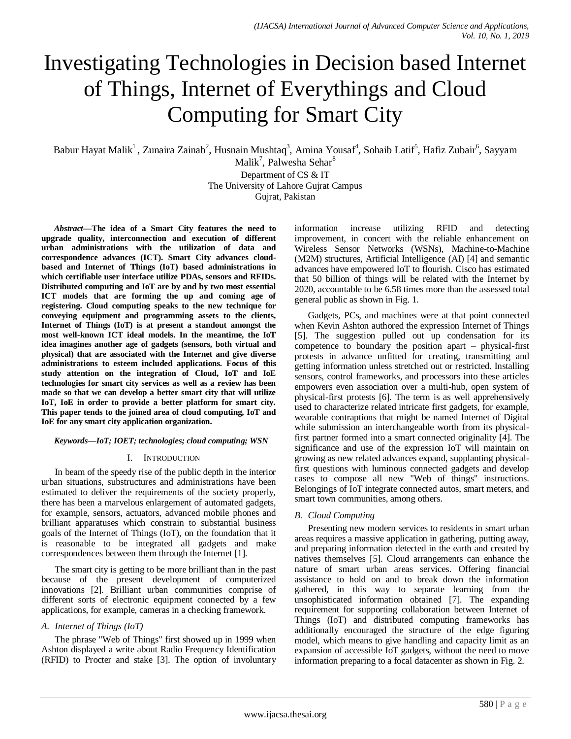# Investigating Technologies in Decision based Internet of Things, Internet of Everythings and Cloud Computing for Smart City

Babur Hayat Malik[1], Zunaira Zainab[2], Husnain Mushtaq[3], Amina Yousaf[4], Sohaib Latif[5], Hafiz Zubair[6], Sayyam Malik[7], Palwesha Sehar[8]

Department of CS & IT
The University of Lahore Gujrat Campus
Gujrat, Pakistan

***Abstract*—The idea of a Smart City features the need to upgrade quality, interconnection and execution of different urban administrations with the utilization of data and correspondence advances (ICT). Smart City advances cloud-based and Internet of Things (IoT) based administrations in which certifiable user interface utilize PDAs, sensors and RFIDs. Distributed computing and IoT are by and by two most essential ICT models that are forming the up and coming age of registering. Cloud computing speaks to the new technique for conveying equipment and programming assets to the clients, Internet of Things (IoT) is at present a standout amongst the most well-known ICT ideal models. In the meantime, the IoT idea imagines another age of gadgets (sensors, both virtual and physical) that are associated with the Internet and give diverse administrations to esteem included applications. Focus of this study attention on the integration of Cloud, IoT and IoE technologies for smart city services as well as a review has been made so that we can develop a better smart city that will utilize IoT, IoE in order to provide a better platform for smart city. This paper tends to the joined area of cloud computing, IoT and IoE for any smart city application organization.**

***Keywords—IoT; IOET; technologies; cloud computing; WSN***

## I. Introduction

In beam of the speedy rise of the public depth in the interior urban situations, substructures and administrations have been estimated to deliver the requirements of the society properly, there has been a marvelous enlargement of automated gadgets, for example, sensors, actuators, advanced mobile phones and brilliant apparatuses which constrain to substantial business goals of the Internet of Things (IoT), on the foundation that it is reasonable to be integrated all gadgets and make correspondences between them through the Internet [1].

The smart city is getting to be more brilliant than in the past because of the present development of computerized innovations [2]. Brilliant urban communities comprise of different sorts of electronic equipment connected by a few applications, for example, cameras in a checking framework.

### *A. Internet of Things (IoT)*

The phrase "Web of Things" first showed up in 1999 when Ashton displayed a write about Radio Frequency Identification (RFID) to Procter and stake [3]. The option of involuntary information increase utilizing RFID and detecting improvement, in concert with the reliable enhancement on Wireless Sensor Networks (WSNs), Machine-to-Machine (M2M) structures, Artificial Intelligence (AI) [4] and semantic advances have empowered IoT to flourish. Cisco has estimated that 50 billion of things will be related with the Internet by 2020, accountable to be 6.58 times more than the assessed total general public as shown in Fig. 1.

Gadgets, PCs, and machines were at that point connected when Kevin Ashton authored the expression Internet of Things [5]. The suggestion pulled out up condensation for its competence to boundary the position apart – physical-first protests in advance unfitted for creating, transmitting and getting information unless stretched out or restricted. Installing sensors, control frameworks, and processors into these articles empowers even association over a multi-hub, open system of physical-first protests [6]. The term is as well apprehensively used to characterize related intricate first gadgets, for example, wearable contraptions that might be named Internet of Digital while submission an interchangeable worth from its physical-first partner formed into a smart connected originality [4]. The significance and use of the expression IoT will maintain on growing as new related advances expand, supplanting physical-first questions with luminous connected gadgets and develop cases to compose all new "Web of things" instructions. Belongings of IoT integrate connected autos, smart meters, and smart town communities, among others.

### *B. Cloud Computing*

Presenting new modern services to residents in smart urban areas requires a massive application in gathering, putting away, and preparing information detected in the earth and created by natives themselves [5]. Cloud arrangements can enhance the nature of smart urban areas services. Offering financial assistance to hold on and to break down the information gathered, in this way to separate learning from the unsophisticated information obtained [7]. The expanding requirement for supporting collaboration between Internet of Things (IoT) and distributed computing frameworks has additionally encouraged the structure of the edge figuring model, which means to give handling and capacity limit as an expansion of accessible IoT gadgets, without the need to move information preparing to a focal datacenter as shown in Fig. 2.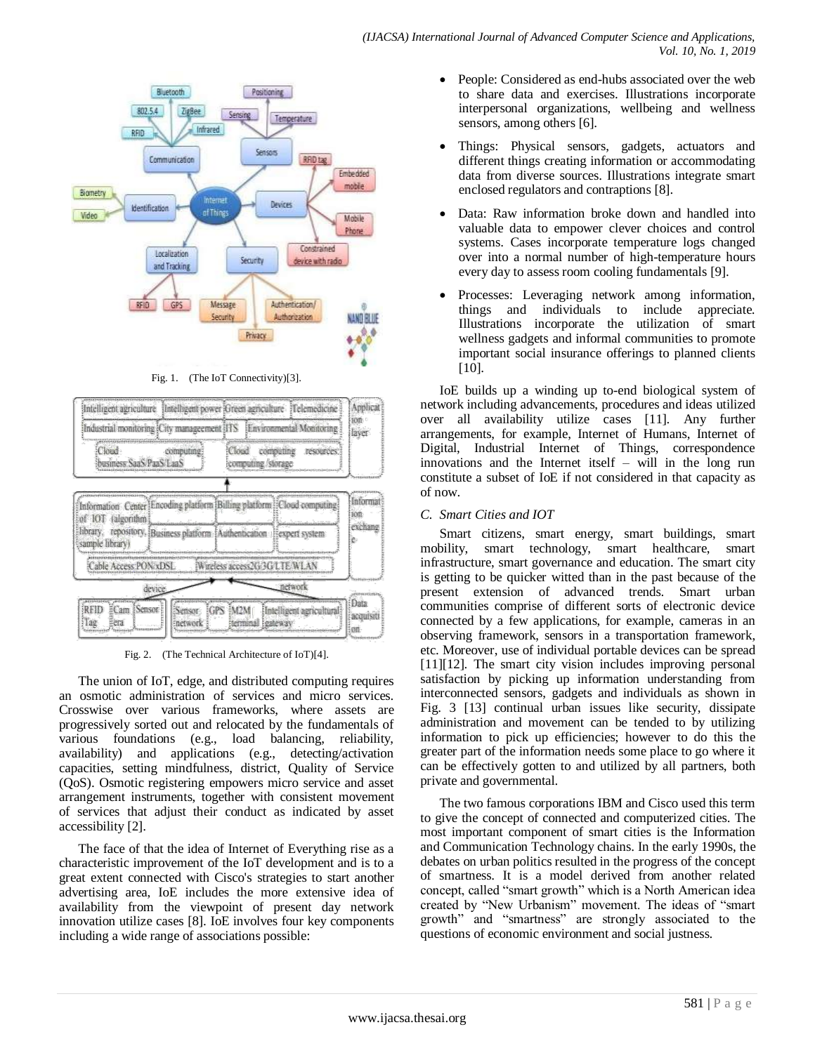Fig. 1. (The IoT Connectivity)[3].

Fig. 2. (The Technical Architecture of IoT)[4].

The union of IoT, edge, and distributed computing requires an osmotic administration of services and micro services. Crosswise over various frameworks, where assets are progressively sorted out and relocated by the fundamentals of various foundations (e.g., load balancing, reliability, availability) and applications (e.g., detecting/activation capacities, setting mindfulness, district, Quality of Service (QoS). Osmotic registering empowers micro service and asset arrangement instruments, together with consistent movement of services that adjust their conduct as indicated by asset accessibility [2].

The face of that the idea of Internet of Everything rise as a characteristic improvement of the IoT development and is to a great extent connected with Cisco's strategies to start another advertising area, IoE includes the more extensive idea of availability from the viewpoint of present day network innovation utilize cases [8]. IoE involves four key components including a wide range of associations possible:

- People: Considered as end-hubs associated over the web to share data and exercises. Illustrations incorporate interpersonal organizations, wellbeing and wellness sensors, among others [6].
- Things: Physical sensors, gadgets, actuators and different things creating information or accommodating data from diverse sources. Illustrations integrate smart enclosed regulators and contraptions [8].
- Data: Raw information broke down and handled into valuable data to empower clever choices and control systems. Cases incorporate temperature logs changed over into a normal number of high-temperature hours every day to assess room cooling fundamentals [9].
- Processes: Leveraging network among information, things and individuals to include appreciate. Illustrations incorporate the utilization of smart wellness gadgets and informal communities to promote important social insurance offerings to planned clients [10].

IoE builds up a winding up to-end biological system of network including advancements, procedures and ideas utilized over all availability utilize cases [11]. Any further arrangements, for example, Internet of Humans, Internet of Digital, Industrial Internet of Things, correspondence innovations and the Internet itself – will in the long run constitute a subset of IoE if not considered in that capacity as of now.

### *C. Smart Cities and IOT*

Smart citizens, smart energy, smart buildings, smart mobility, smart technology, smart healthcare, smart infrastructure, smart governance and education. The smart city is getting to be quicker witted than in the past because of the present extension of advanced trends. Smart urban communities comprise of different sorts of electronic device connected by a few applications, for example, cameras in an observing framework, sensors in a transportation framework, etc. Moreover, use of individual portable devices can be spread [11][12]. The smart city vision includes improving personal satisfaction by picking up information understanding from interconnected sensors, gadgets and individuals as shown in Fig. 3 [13] continual urban issues like security, dissipate administration and movement can be tended to by utilizing information to pick up efficiencies; however to do this the greater part of the information needs some place to go where it can be effectively gotten to and utilized by all partners, both private and governmental.

The two famous corporations IBM and Cisco used this term to give the concept of connected and computerized cities. The most important component of smart cities is the Information and Communication Technology chains. In the early 1990s, the debates on urban politics resulted in the progress of the concept of smartness. It is a model derived from another related concept, called "smart growth" which is a North American idea created by "New Urbanism" movement. The ideas of "smart growth" and "smartness" are strongly associated to the questions of economic environment and social justness.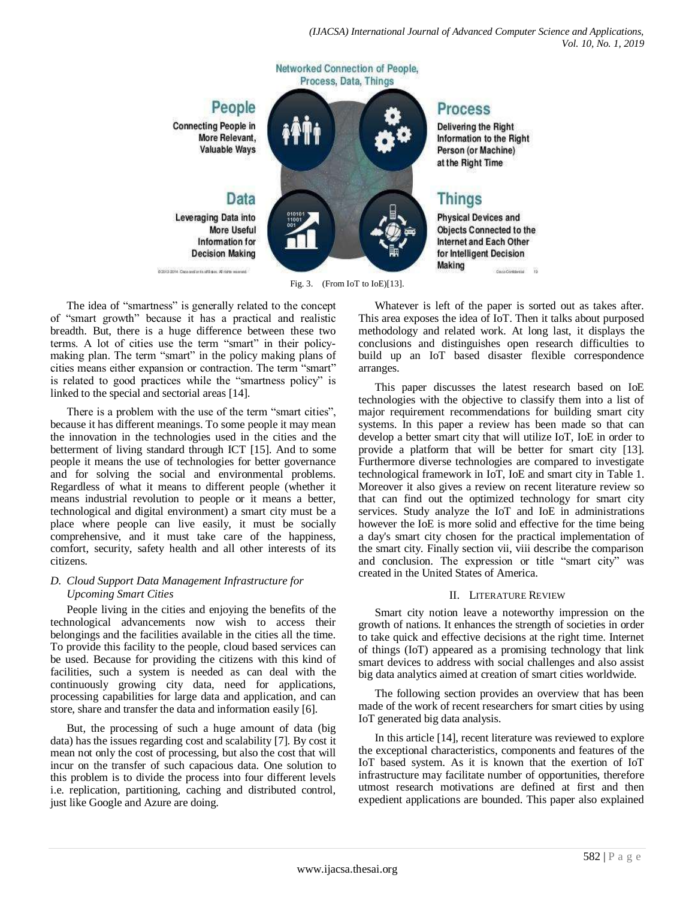Networked Connection of People, Process, Data, Things

People
Connecting People in More Relevant, Valuable Ways

Process
Delivering the Right Information to the Right Person (or Machine) at the Right Time

Data
Leveraging Data into More Useful Information for Decision Making

Things
Physical Devices and Objects Connected to the Internet and Each Other for Intelligent Decision Making

Fig. 3. (From IoT to IoE)[13].

The idea of "smartness" is generally related to the concept of "smart growth" because it has a practical and realistic breadth. But, there is a huge difference between these two terms. A lot of cities use the term "smart" in their policy-making plan. The term "smart" in the policy making plans of cities means either expansion or contraction. The term "smart" is related to good practices while the "smartness policy" is linked to the special and sectorial areas [14].

There is a problem with the use of the term "smart cities", because it has different meanings. To some people it may mean the innovation in the technologies used in the cities and the betterment of living standard through ICT [15]. And to some people it means the use of technologies for better governance and for solving the social and environmental problems. Regardless of what it means to different people (whether it means industrial revolution to people or it means a better, technological and digital environment) a smart city must be a place where people can live easily, it must be socially comprehensive, and it must take care of the happiness, comfort, security, safety health and all other interests of its citizens.

### *D. Cloud Support Data Management Infrastructure for Upcoming Smart Cities*

People living in the cities and enjoying the benefits of the technological advancements now wish to access their belongings and the facilities available in the cities all the time. To provide this facility to the people, cloud based services can be used. Because for providing the citizens with this kind of facilities, such a system is needed as can deal with the continuously growing city data, need for applications, processing capabilities for large data and application, and can store, share and transfer the data and information easily [6].

But, the processing of such a huge amount of data (big data) has the issues regarding cost and scalability [7]. By cost it mean not only the cost of processing, but also the cost that will incur on the transfer of such capacious data. One solution to this problem is to divide the process into four different levels i.e. replication, partitioning, caching and distributed control, just like Google and Azure are doing.

Whatever is left of the paper is sorted out as takes after. This area exposes the idea of IoT. Then it talks about purposed methodology and related work. At long last, it displays the conclusions and distinguishes open research difficulties to build up an IoT based disaster flexible correspondence arranges.

This paper discusses the latest research based on IoE technologies with the objective to classify them into a list of major requirement recommendations for building smart city systems. In this paper a review has been made so that can develop a better smart city that will utilize IoT, IoE in order to provide a platform that will be better for smart city [13]. Furthermore diverse technologies are compared to investigate technological framework in IoT, IoE and smart city in Table 1. Moreover it also gives a review on recent literature review so that can find out the optimized technology for smart city services. Study analyze the IoT and IoE in administrations however the IoE is more solid and effective for the time being a day's smart city chosen for the practical implementation of the smart city. Finally section vii, viii describe the comparison and conclusion. The expression or title "smart city" was created in the United States of America.

## II. Literature Review

Smart city notion leave a noteworthy impression on the growth of nations. It enhances the strength of societies in order to take quick and effective decisions at the right time. Internet of things (IoT) appeared as a promising technology that link smart devices to address with social challenges and also assist big data analytics aimed at creation of smart cities worldwide.

The following section provides an overview that has been made of the work of recent researchers for smart cities by using IoT generated big data analysis.

In this article [14], recent literature was reviewed to explore the exceptional characteristics, components and features of the IoT based system. As it is known that the exertion of IoT infrastructure may facilitate number of opportunities, therefore utmost research motivations are defined at first and then expedient applications are bounded. This paper also explained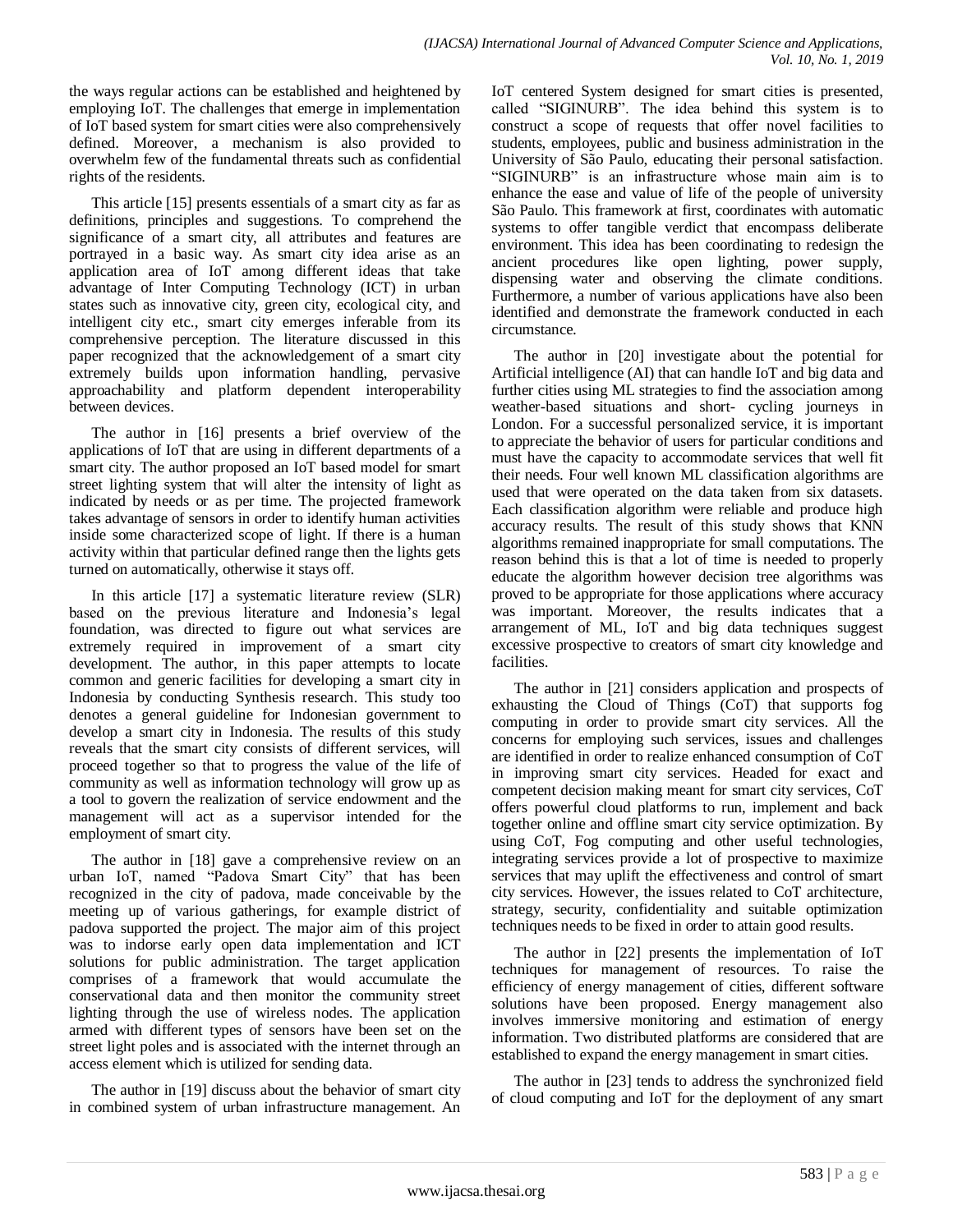the ways regular actions can be established and heightened by employing IoT. The challenges that emerge in implementation of IoT based system for smart cities were also comprehensively defined. Moreover, a mechanism is also provided to overwhelm few of the fundamental threats such as confidential rights of the residents.

This article [15] presents essentials of a smart city as far as definitions, principles and suggestions. To comprehend the significance of a smart city, all attributes and features are portrayed in a basic way. As smart city idea arise as an application area of IoT among different ideas that take advantage of Inter Computing Technology (ICT) in urban states such as innovative city, green city, ecological city, and intelligent city etc., smart city emerges inferable from its comprehensive perception. The literature discussed in this paper recognized that the acknowledgement of a smart city extremely builds upon information handling, pervasive approachability and platform dependent interoperability between devices.

The author in [16] presents a brief overview of the applications of IoT that are using in different departments of a smart city. The author proposed an IoT based model for smart street lighting system that will alter the intensity of light as indicated by needs or as per time. The projected framework takes advantage of sensors in order to identify human activities inside some characterized scope of light. If there is a human activity within that particular defined range then the lights gets turned on automatically, otherwise it stays off.

In this article [17] a systematic literature review (SLR) based on the previous literature and Indonesia's legal foundation, was directed to figure out what services are extremely required in improvement of a smart city development. The author, in this paper attempts to locate common and generic facilities for developing a smart city in Indonesia by conducting Synthesis research. This study too denotes a general guideline for Indonesian government to develop a smart city in Indonesia. The results of this study reveals that the smart city consists of different services, will proceed together so that to progress the value of the life of community as well as information technology will grow up as a tool to govern the realization of service endowment and the management will act as a supervisor intended for the employment of smart city.

The author in [18] gave a comprehensive review on an urban IoT, named "Padova Smart City" that has been recognized in the city of padova, made conceivable by the meeting up of various gatherings, for example district of padova supported the project. The major aim of this project was to indorse early open data implementation and ICT solutions for public administration. The target application comprises of a framework that would accumulate the conservational data and then monitor the community street lighting through the use of wireless nodes. The application armed with different types of sensors have been set on the street light poles and is associated with the internet through an access element which is utilized for sending data.

The author in [19] discuss about the behavior of smart city in combined system of urban infrastructure management. An IoT centered System designed for smart cities is presented, called "SIGINURB". The idea behind this system is to construct a scope of requests that offer novel facilities to students, employees, public and business administration in the University of São Paulo, educating their personal satisfaction. "SIGINURB" is an infrastructure whose main aim is to enhance the ease and value of life of the people of university São Paulo. This framework at first, coordinates with automatic systems to offer tangible verdict that encompass deliberate environment. This idea has been coordinating to redesign the ancient procedures like open lighting, power supply, dispensing water and observing the climate conditions. Furthermore, a number of various applications have also been identified and demonstrate the framework conducted in each circumstance.

The author in [20] investigate about the potential for Artificial intelligence (AI) that can handle IoT and big data and further cities using ML strategies to find the association among weather-based situations and short- cycling journeys in London. For a successful personalized service, it is important to appreciate the behavior of users for particular conditions and must have the capacity to accommodate services that well fit their needs. Four well known ML classification algorithms are used that were operated on the data taken from six datasets. Each classification algorithm were reliable and produce high accuracy results. The result of this study shows that KNN algorithms remained inappropriate for small computations. The reason behind this is that a lot of time is needed to properly educate the algorithm however decision tree algorithms was proved to be appropriate for those applications where accuracy was important. Moreover, the results indicates that a arrangement of ML, IoT and big data techniques suggest excessive prospective to creators of smart city knowledge and facilities.

The author in [21] considers application and prospects of exhausting the Cloud of Things (CoT) that supports fog computing in order to provide smart city services. All the concerns for employing such services, issues and challenges are identified in order to realize enhanced consumption of CoT in improving smart city services. Headed for exact and competent decision making meant for smart city services, CoT offers powerful cloud platforms to run, implement and back together online and offline smart city service optimization. By using CoT, Fog computing and other useful technologies, integrating services provide a lot of prospective to maximize services that may uplift the effectiveness and control of smart city services. However, the issues related to CoT architecture, strategy, security, confidentiality and suitable optimization techniques needs to be fixed in order to attain good results.

The author in [22] presents the implementation of IoT techniques for management of resources. To raise the efficiency of energy management of cities, different software solutions have been proposed. Energy management also involves immersive monitoring and estimation of energy information. Two distributed platforms are considered that are established to expand the energy management in smart cities.

The author in [23] tends to address the synchronized field of cloud computing and IoT for the deployment of any smart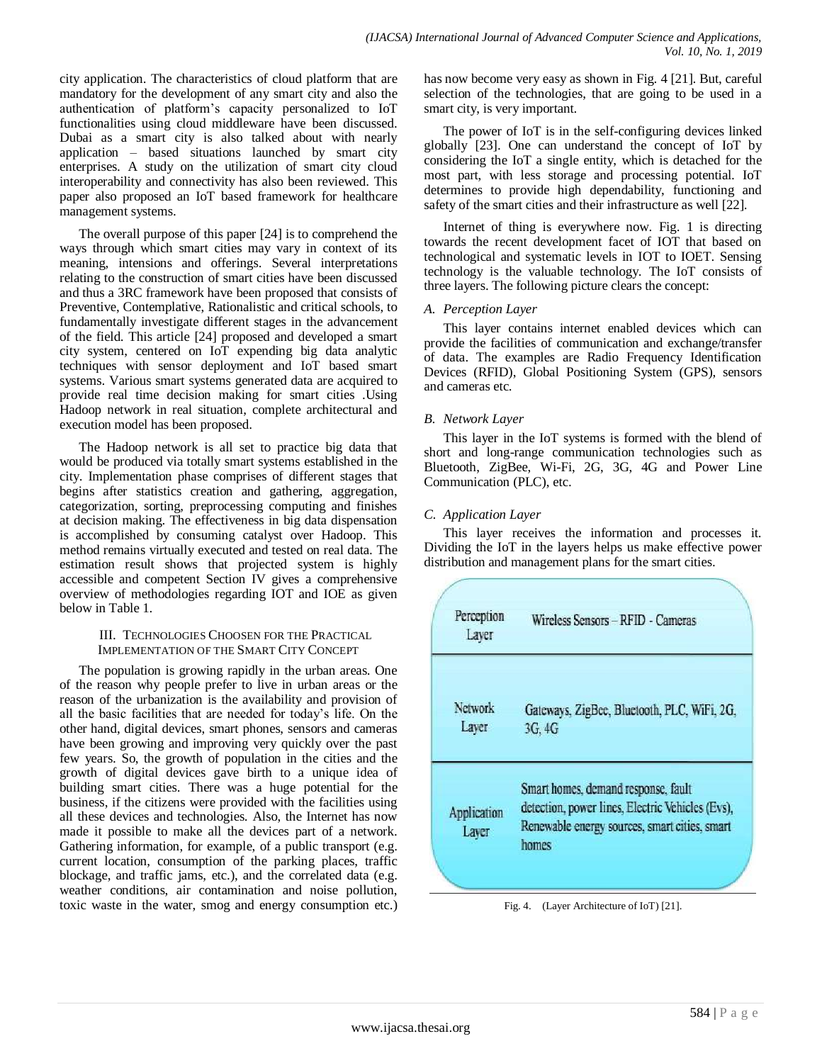city application. The characteristics of cloud platform that are mandatory for the development of any smart city and also the authentication of platform's capacity personalized to IoT functionalities using cloud middleware have been discussed. Dubai as a smart city is also talked about with nearly application – based situations launched by smart city enterprises. A study on the utilization of smart city cloud interoperability and connectivity has also been reviewed. This paper also proposed an IoT based framework for healthcare management systems.

The overall purpose of this paper [24] is to comprehend the ways through which smart cities may vary in context of its meaning, intensions and offerings. Several interpretations relating to the construction of smart cities have been discussed and thus a 3RC framework have been proposed that consists of Preventive, Contemplative, Rationalistic and critical schools, to fundamentally investigate different stages in the advancement of the field. This article [24] proposed and developed a smart city system, centered on IoT expending big data analytic techniques with sensor deployment and IoT based smart systems. Various smart systems generated data are acquired to provide real time decision making for smart cities .Using Hadoop network in real situation, complete architectural and execution model has been proposed.

The Hadoop network is all set to practice big data that would be produced via totally smart systems established in the city. Implementation phase comprises of different stages that begins after statistics creation and gathering, aggregation, categorization, sorting, preprocessing computing and finishes at decision making. The effectiveness in big data dispensation is accomplished by consuming catalyst over Hadoop. This method remains virtually executed and tested on real data. The estimation result shows that projected system is highly accessible and competent Section IV gives a comprehensive overview of methodologies regarding IOT and IOE as given below in Table 1.

## III. Technologies Choosen for the Practical Implementation of the Smart City Concept

The population is growing rapidly in the urban areas. One of the reason why people prefer to live in urban areas or the reason of the urbanization is the availability and provision of all the basic facilities that are needed for today's life. On the other hand, digital devices, smart phones, sensors and cameras have been growing and improving very quickly over the past few years. So, the growth of population in the cities and the growth of digital devices gave birth to a unique idea of building smart cities. There was a huge potential for the business, if the citizens were provided with the facilities using all these devices and technologies. Also, the Internet has now made it possible to make all the devices part of a network. Gathering information, for example, of a public transport (e.g. current location, consumption of the parking places, traffic blockage, and traffic jams, etc.), and the correlated data (e.g. weather conditions, air contamination and noise pollution, toxic waste in the water, smog and energy consumption etc.) has now become very easy as shown in Fig. 4 [21]. But, careful selection of the technologies, that are going to be used in a smart city, is very important.

The power of IoT is in the self-configuring devices linked globally [23]. One can understand the concept of IoT by considering the IoT a single entity, which is detached for the most part, with less storage and processing potential. IoT determines to provide high dependability, functioning and safety of the smart cities and their infrastructure as well [22].

Internet of thing is everywhere now. Fig. 1 is directing towards the recent development facet of IOT that based on technological and systematic levels in IOT to IOET. Sensing technology is the valuable technology. The IoT consists of three layers. The following picture clears the concept:

### *A. Perception Layer*

This layer contains internet enabled devices which can provide the facilities of communication and exchange/transfer of data. The examples are Radio Frequency Identification Devices (RFID), Global Positioning System (GPS), sensors and cameras etc.

### *B. Network Layer*

This layer in the IoT systems is formed with the blend of short and long-range communication technologies such as Bluetooth, ZigBee, Wi-Fi, 2G, 3G, 4G and Power Line Communication (PLC), etc.

### *C. Application Layer*

This layer receives the information and processes it. Dividing the IoT in the layers helps us make effective power distribution and management plans for the smart cities.

| | |
|---|---|
| Perception Layer | Wireless Sensors – RFID - Cameras |
| Network Layer | Gateways, ZigBee, Bluetooth, PLC, WiFi, 2G, 3G, 4G |
| Application Layer | Smart homes, demand response, fault detection, power lines, Electric Vehicles (Evs), Renewable energy sources, smart cities, smart homes |

Fig. 4. (Layer Architecture of IoT) [21].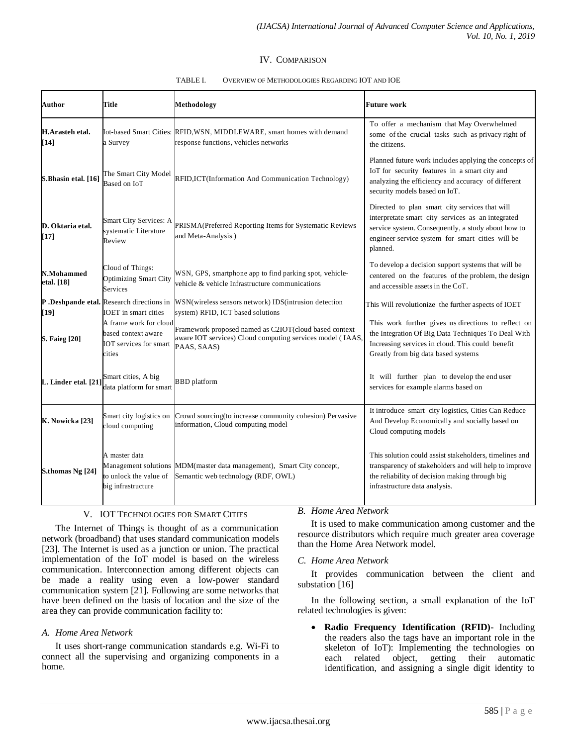## IV. Comparison

TABLE I. OVERVIEW OF METHODOLOGIES REGARDING IOT AND IOE

| Author | Title | Methodology | Future work |
|---|---|---|---|
| **H.Arasteh etal. [14]** | Iot-based Smart Cities: a Survey | RFID,WSN, MIDDLEWARE, smart homes with demand response functions, vehicles networks | To offer a mechanism that May Overwhelmed some of the crucial tasks such as privacy right of the citizens. |
| **S.Bhasin etal. [16]** | The Smart City Model Based on IoT | RFID,ICT(Information And Communication Technology) | Planned future work includes applying the concepts of IoT for security features in a smart city and analyzing the efficiency and accuracy of different security models based on IoT. |
| **D. Oktaria etal. [17]** | Smart City Services: A systematic Literature Review | PRISMA(Preferred Reporting Items for Systematic Reviews and Meta-Analysis ) | Directed to plan smart city services that will interpretate smart city services as an integrated service system. Consequently, a study about how to engineer service system for smart cities will be planned. |
| **N.Mohammed etal. [18]** | Cloud of Things: Optimizing Smart City Services | WSN, GPS, smartphone app to find parking spot, vehicle-vehicle & vehicle Infrastructure communications | To develop a decision support systems that will be centered on the features of the problem, the design and accessible assets in the CoT. |
| **P .Deshpande etal. [19]** | Research directions in IOET in smart cities | WSN(wireless sensors network) IDS(intrusion detection system) RFID, ICT based solutions | This Will revolutionize the further aspects of IOET |
| **S. Faieg [20]** | A frame work for cloud based context aware IOT services for smart cities | Framework proposed named as C2IOT(cloud based context aware IOT services) Cloud computing services model ( IAAS, PAAS, SAAS) | This work further gives us directions to reflect on the Integration Of Big Data Techniques To Deal With Increasing services in cloud. This could benefit Greatly from big data based systems |
| **L. Linder etal. [21]** | Smart cities, A big data platform for smart | BBD platform | It will further plan to develop the end user services for example alarms based on |
| **K. Nowicka [23]** | Smart city logistics on cloud computing | Crowd sourcing(to increase community cohesion) Pervasive information, Cloud computing model | It introduce smart city logistics, Cities Can Reduce And Develop Economically and socially based on Cloud computing models |
| **S.thomas Ng [24]** | A master data Management solutions to unlock the value of big infrastructure | MDM(master data management), Smart City concept, Semantic web technology (RDF, OWL) | This solution could assist stakeholders, timelines and transparency of stakeholders and will help to improve the reliability of decision making through big infrastructure data analysis. |

## V. IOT Technologies for Smart Cities

The Internet of Things is thought of as a communication network (broadband) that uses standard communication models [23]. The Internet is used as a junction or union. The practical implementation of the IoT model is based on the wireless communication. Interconnection among different objects can be made a reality using even a low-power standard communication system [21]. Following are some networks that have been defined on the basis of location and the size of the area they can provide communication facility to:

### *A. Home Area Network*

It uses short-range communication standards e.g. Wi-Fi to connect all the supervising and organizing components in a home.

### *B. Home Area Network*

It is used to make communication among customer and the resource distributors which require much greater area coverage than the Home Area Network model.

### *C. Home Area Network*

It provides communication between the client and substation [16]

In the following section, a small explanation of the IoT related technologies is given:

- **Radio Frequency Identification (RFID)-** Including the readers also the tags have an important role in the skeleton of IoT): Implementing the technologies on each related object, getting their automatic identification, and assigning a single digit identity to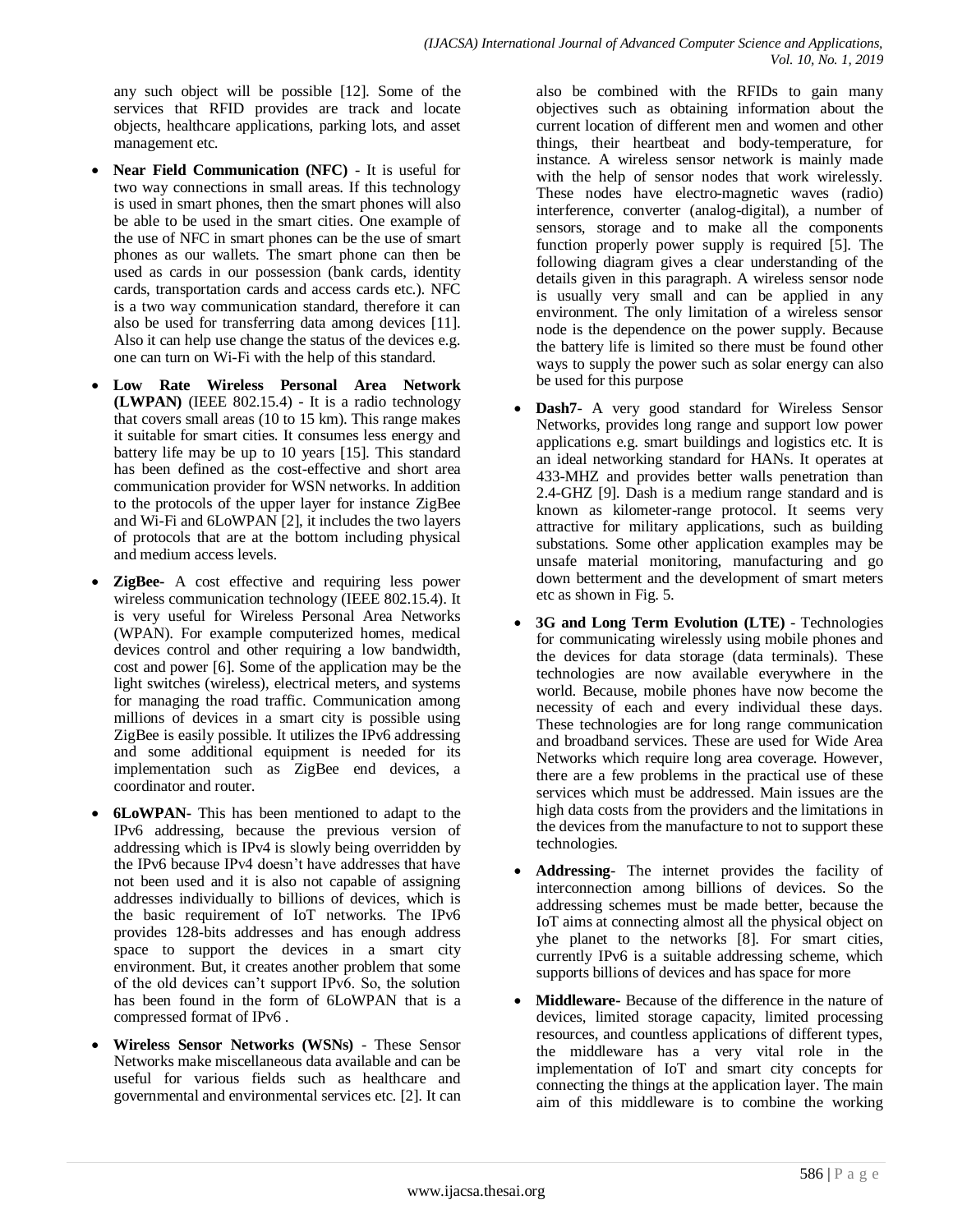any such object will be possible [12]. Some of the services that RFID provides are track and locate objects, healthcare applications, parking lots, and asset management etc.

- **Near Field Communication (NFC)** - It is useful for two way connections in small areas. If this technology is used in smart phones, then the smart phones will also be able to be used in the smart cities. One example of the use of NFC in smart phones can be the use of smart phones as our wallets. The smart phone can then be used as cards in our possession (bank cards, identity cards, transportation cards and access cards etc.). NFC is a two way communication standard, therefore it can also be used for transferring data among devices [11]. Also it can help use change the status of the devices e.g. one can turn on Wi-Fi with the help of this standard.

- **Low Rate Wireless Personal Area Network (LWPAN)** (IEEE 802.15.4) - It is a radio technology that covers small areas (10 to 15 km). This range makes it suitable for smart cities. It consumes less energy and battery life may be up to 10 years [15]. This standard has been defined as the cost-effective and short area communication provider for WSN networks. In addition to the protocols of the upper layer for instance ZigBee and Wi-Fi and 6LoWPAN [2], it includes the two layers of protocols that are at the bottom including physical and medium access levels.

- **ZigBee**- A cost effective and requiring less power wireless communication technology (IEEE 802.15.4). It is very useful for Wireless Personal Area Networks (WPAN). For example computerized homes, medical devices control and other requiring a low bandwidth, cost and power [6]. Some of the application may be the light switches (wireless), electrical meters, and systems for managing the road traffic. Communication among millions of devices in a smart city is possible using ZigBee is easily possible. It utilizes the IPv6 addressing and some additional equipment is needed for its implementation such as ZigBee end devices, a coordinator and router.

- **6LoWPAN-** This has been mentioned to adapt to the IPv6 addressing, because the previous version of addressing which is IPv4 is slowly being overridden by the IPv6 because IPv4 doesn't have addresses that have not been used and it is also not capable of assigning addresses individually to billions of devices, which is the basic requirement of IoT networks. The IPv6 provides 128-bits addresses and has enough address space to support the devices in a smart city environment. But, it creates another problem that some of the old devices can't support IPv6. So, the solution has been found in the form of 6LoWPAN that is a compressed format of IPv6 .

- **Wireless Sensor Networks (WSNs)** - These Sensor Networks make miscellaneous data available and can be useful for various fields such as healthcare and governmental and environmental services etc. [2]. It can also be combined with the RFIDs to gain many objectives such as obtaining information about the current location of different men and women and other things, their heartbeat and body-temperature, for instance. A wireless sensor network is mainly made with the help of sensor nodes that work wirelessly. These nodes have electro-magnetic waves (radio) interference, converter (analog-digital), a number of sensors, storage and to make all the components function properly power supply is required [5]. The following diagram gives a clear understanding of the details given in this paragraph. A wireless sensor node is usually very small and can be applied in any environment. The only limitation of a wireless sensor node is the dependence on the power supply. Because the battery life is limited so there must be found other ways to supply the power such as solar energy can also be used for this purpose

- **Dash7**- A very good standard for Wireless Sensor Networks, provides long range and support low power applications e.g. smart buildings and logistics etc. It is an ideal networking standard for HANs. It operates at 433-MHZ and provides better walls penetration than 2.4-GHZ [9]. Dash is a medium range standard and is known as kilometer-range protocol. It seems very attractive for military applications, such as building substations. Some other application examples may be unsafe material monitoring, manufacturing and go down betterment and the development of smart meters etc as shown in Fig. 5.

- **3G and Long Term Evolution (LTE)** - Technologies for communicating wirelessly using mobile phones and the devices for data storage (data terminals). These technologies are now available everywhere in the world. Because, mobile phones have now become the necessity of each and every individual these days. These technologies are for long range communication and broadband services. These are used for Wide Area Networks which require long area coverage. However, there are a few problems in the practical use of these services which must be addressed. Main issues are the high data costs from the providers and the limitations in the devices from the manufacture to not to support these technologies.

- **Addressing**- The internet provides the facility of interconnection among billions of devices. So the addressing schemes must be made better, because the IoT aims at connecting almost all the physical object on yhe planet to the networks [8]. For smart cities, currently IPv6 is a suitable addressing scheme, which supports billions of devices and has space for more

- **Middleware-** Because of the difference in the nature of devices, limited storage capacity, limited processing resources, and countless applications of different types, the middleware has a very vital role in the implementation of IoT and smart city concepts for connecting the things at the application layer. The main aim of this middleware is to combine the working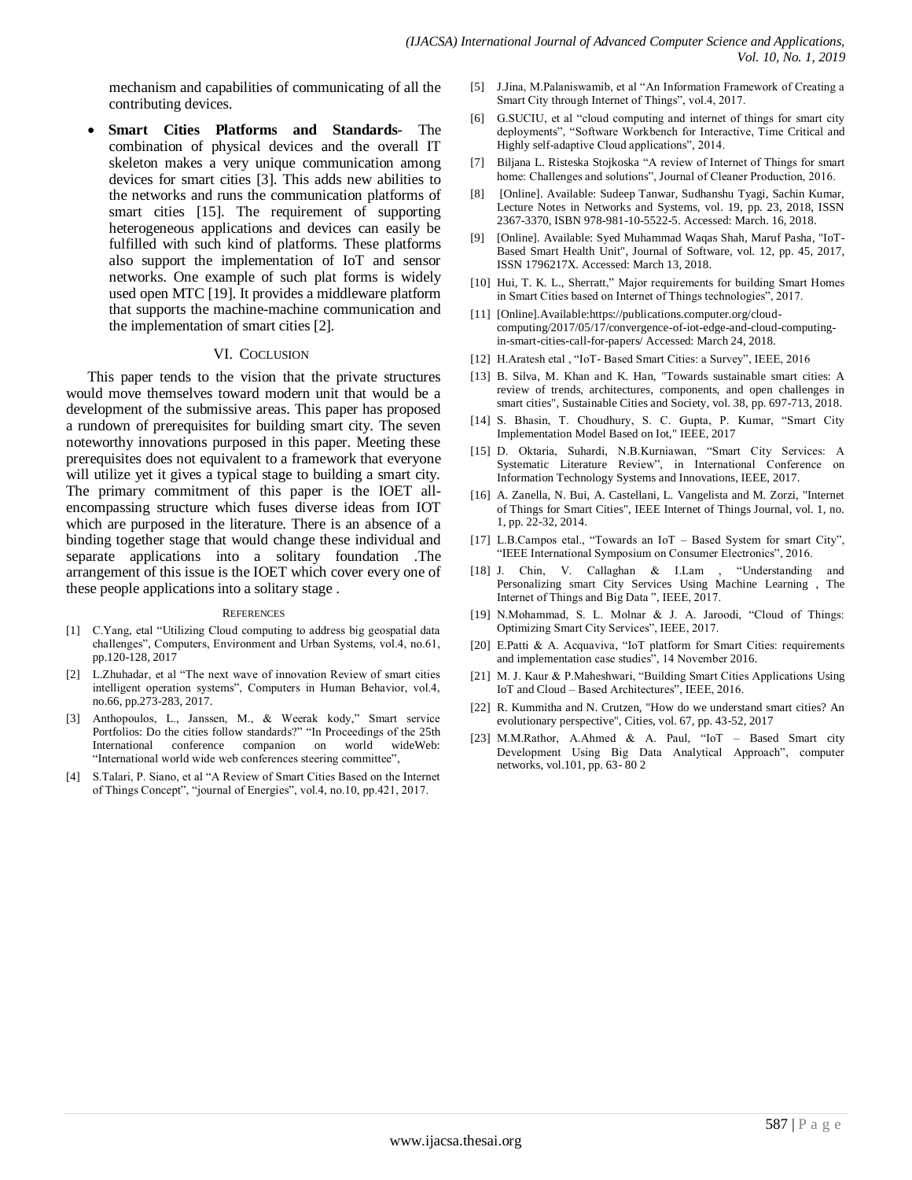mechanism and capabilities of communicating of all the contributing devices.

- **Smart Cities Platforms and Standards-** The combination of physical devices and the overall IT skeleton makes a very unique communication among devices for smart cities [3]. This adds new abilities to the networks and runs the communication platforms of smart cities [15]. The requirement of supporting heterogeneous applications and devices can easily be fulfilled with such kind of platforms. These platforms also support the implementation of IoT and sensor networks. One example of such plat forms is widely used open MTC [19]. It provides a middleware platform that supports the machine-machine communication and the implementation of smart cities [2].

## VI. Coclusion

This paper tends to the vision that the private structures would move themselves toward modern unit that would be a development of the submissive areas. This paper has proposed a rundown of prerequisites for building smart city. The seven noteworthy innovations purposed in this paper. Meeting these prerequisites does not equivalent to a framework that everyone will utilize yet it gives a typical stage to building a smart city. The primary commitment of this paper is the IOET all-encompassing structure which fuses diverse ideas from IOT which are purposed in the literature. There is an absence of a binding together stage that would change these individual and separate applications into a solitary foundation .The arrangement of this issue is the IOET which cover every one of these people applications into a solitary stage .

## References

[1] C.Yang, etal "Utilizing Cloud computing to address big geospatial data challenges", Computers, Environment and Urban Systems, vol.4, no.61, pp.120-128, 2017

[2] L.Zhuhadar, et al "The next wave of innovation Review of smart cities intelligent operation systems", Computers in Human Behavior, vol.4, no.66, pp.273-283, 2017.

[3] Anthopoulos, L., Janssen, M., & Weerak kody," Smart service Portfolios: Do the cities follow standards?" "In Proceedings of the 25th International conference companion on world wideWeb: "International world wide web conferences steering committee",

[4] S.Talari, P. Siano, et al "A Review of Smart Cities Based on the Internet of Things Concept", "journal of Energies", vol.4, no.10, pp.421, 2017.

[5] J.Jina, M.Palaniswamib, et al "An Information Framework of Creating a Smart City through Internet of Things", vol.4, 2017.

[6] G.SUCIU, et al "cloud computing and internet of things for smart city deployments", "Software Workbench for Interactive, Time Critical and Highly self-adaptive Cloud applications", 2014.

[7] Biljana L. Risteska Stojkoska "A review of Internet of Things for smart home: Challenges and solutions", Journal of Cleaner Production, 2016.

[8] [Online]. Available: Sudeep Tanwar, Sudhanshu Tyagi, Sachin Kumar, Lecture Notes in Networks and Systems, vol. 19, pp. 23, 2018, ISSN 2367-3370, ISBN 978-981-10-5522-5. Accessed: March. 16, 2018.

[9] [Online]. Available: Syed Muhammad Waqas Shah, Maruf Pasha, "IoT-Based Smart Health Unit", Journal of Software, vol. 12, pp. 45, 2017, ISSN 1796217X. Accessed: March 13, 2018.

[10] Hui, T. K. L., Sherratt," Major requirements for building Smart Homes in Smart Cities based on Internet of Things technologies", 2017.

[11] [Online].Available:https://publications.computer.org/cloud-computing/2017/05/17/convergence-of-iot-edge-and-cloud-computing-in-smart-cities-call-for-papers/ Accessed: March 24, 2018.

[12] H.Aratesh etal , "IoT- Based Smart Cities: a Survey", IEEE, 2016

[13] B. Silva, M. Khan and K. Han, "Towards sustainable smart cities: A review of trends, architectures, components, and open challenges in smart cities", Sustainable Cities and Society, vol. 38, pp. 697-713, 2018.

[14] S. Bhasin, T. Choudhury, S. C. Gupta, P. Kumar, "Smart City Implementation Model Based on Iot," IEEE, 2017

[15] D. Oktaria, Suhardi, N.B.Kurniawan, "Smart City Services: A Systematic Literature Review", in International Conference on Information Technology Systems and Innovations, IEEE, 2017.

[16] A. Zanella, N. Bui, A. Castellani, L. Vangelista and M. Zorzi, "Internet of Things for Smart Cities", IEEE Internet of Things Journal, vol. 1, no. 1, pp. 22-32, 2014.

[17] L.B.Campos etal., "Towards an IoT – Based System for smart City", "IEEE International Symposium on Consumer Electronics", 2016.

[18] J. Chin, V. Callaghan & I.Lam , "Understanding and Personalizing smart City Services Using Machine Learning , The Internet of Things and Big Data ", IEEE, 2017.

[19] N.Mohammad, S. L. Molnar & J. A. Jaroodi, "Cloud of Things: Optimizing Smart City Services", IEEE, 2017.

[20] E.Patti & A. Acquaviva, "IoT platform for Smart Cities: requirements and implementation case studies", 14 November 2016.

[21] M. J. Kaur & P.Maheshwari, "Building Smart Cities Applications Using IoT and Cloud – Based Architectures", IEEE, 2016.

[22] R. Kummitha and N. Crutzen, "How do we understand smart cities? An evolutionary perspective", Cities, vol. 67, pp. 43-52, 2017

[23] M.M.Rathor, A.Ahmed & A. Paul, "IoT – Based Smart city Development Using Big Data Analytical Approach", computer networks, vol.101, pp. 63- 80 2